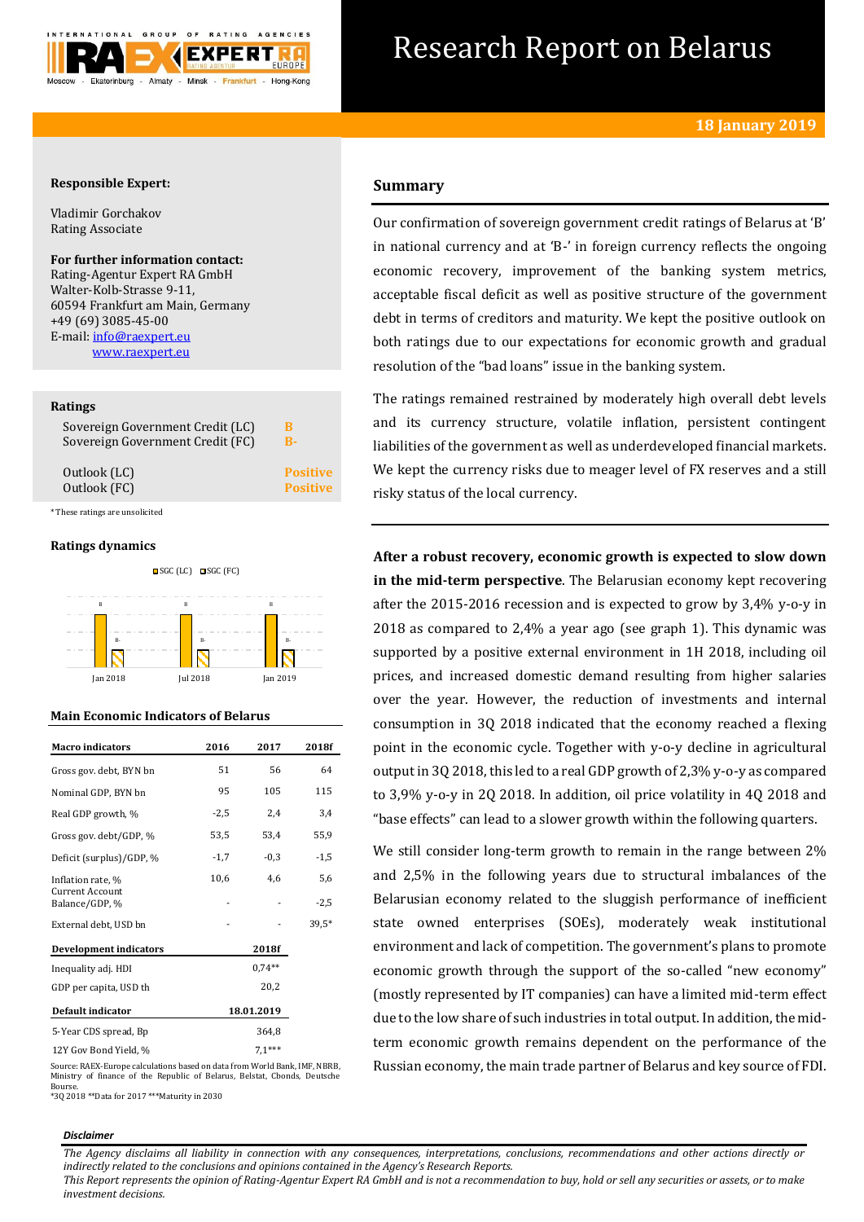# Research Report on Belarus

**18 January 2019**

**Responsible Expert:**

Vladimir Gorchakov
Rating Associate

**For further information contact:**
Rating-Agentur Expert RA GmbH
Walter-Kolb-Strasse 9-11,
60594 Frankfurt am Main, Germany
+49 (69) 3085-45-00
E-mail: info@raexpert.eu
www.raexpert.eu

**Ratings**

| | |
|---|---|
| Sovereign Government Credit (LC) | B |
| Sovereign Government Credit (FC) | B- |
| Outlook (LC) | Positive |
| Outlook (FC) | Positive |

*These ratings are unsolicited

**Ratings dynamics**

SGC (LC) SGC (FC)

| | Jan 2018 | Jul 2018 | Jan 2019 |
|---|---|---|---|
| SGC (LC) | B | B | B |
| SGC (FC) | B- | B- | B- |

**Main Economic Indicators of Belarus**

| Macro indicators | 2016 | 2017 | 2018f |
|---|---|---|---|
| Gross gov. debt, BYN bn | 51 | 56 | 64 |
| Nominal GDP, BYN bn | 95 | 105 | 115 |
| Real GDP growth, % | -2,5 | 2,4 | 3,4 |
| Gross gov. debt/GDP, % | 53,5 | 53,4 | 55,9 |
| Deficit (surplus)/GDP, % | -1,7 | -0,3 | -1,5 |
| Inflation rate, % | 10,6 | 4,6 | 5,6 |
| Current Account Balance/GDP, % | - | - | -2,5 |
| External debt, USD bn | - | - | 39,5* |

| Development indicators | 2018f |
|---|---|
| Inequality adj. HDI | 0,74** |
| GDP per capita, USD th | 20,2 |

| Default indicator | 18.01.2019 |
|---|---|
| 5-Year CDS spread, Bp | 364,8 |
| 12Y Gov Bond Yield, % | 7,1*** |

Source: RAEX-Europe calculations based on data from World Bank, IMF, NBRB, Ministry of finance of the Republic of Belarus, Belstat, Cbonds, Deutsche Bourse.
*3Q 2018 **Data for 2017 ***Maturity in 2030

## Summary

Our confirmation of sovereign government credit ratings of Belarus at 'B' in national currency and at 'B-' in foreign currency reflects the ongoing economic recovery, improvement of the banking system metrics, acceptable fiscal deficit as well as positive structure of the government debt in terms of creditors and maturity. We kept the positive outlook on both ratings due to our expectations for economic growth and gradual resolution of the "bad loans" issue in the banking system.

The ratings remained restrained by moderately high overall debt levels and its currency structure, volatile inflation, persistent contingent liabilities of the government as well as underdeveloped financial markets. We kept the currency risks due to meager level of FX reserves and a still risky status of the local currency.

**After a robust recovery, economic growth is expected to slow down in the mid-term perspective**. The Belarusian economy kept recovering after the 2015-2016 recession and is expected to grow by 3,4% y-o-y in 2018 as compared to 2,4% a year ago (see graph 1). This dynamic was supported by a positive external environment in 1H 2018, including oil prices, and increased domestic demand resulting from higher salaries over the year. However, the reduction of investments and internal consumption in 3Q 2018 indicated that the economy reached a flexing point in the economic cycle. Together with y-o-y decline in agricultural output in 3Q 2018, this led to a real GDP growth of 2,3% y-o-y as compared to 3,9% y-o-y in 2Q 2018. In addition, oil price volatility in 4Q 2018 and "base effects" can lead to a slower growth within the following quarters.

We still consider long-term growth to remain in the range between 2% and 2,5% in the following years due to structural imbalances of the Belarusian economy related to the sluggish performance of inefficient state owned enterprises (SOEs), moderately weak institutional environment and lack of competition. The government's plans to promote economic growth through the support of the so-called "new economy" (mostly represented by IT companies) can have a limited mid-term effect due to the low share of such industries in total output. In addition, the mid-term economic growth remains dependent on the performance of the Russian economy, the main trade partner of Belarus and key source of FDI.

***Disclaimer***

*The Agency disclaims all liability in connection with any consequences, interpretations, conclusions, recommendations and other actions directly or indirectly related to the conclusions and opinions contained in the Agency's Research Reports.*
*This Report represents the opinion of Rating-Agentur Expert RA GmbH and is not a recommendation to buy, hold or sell any securities or assets, or to make investment decisions.*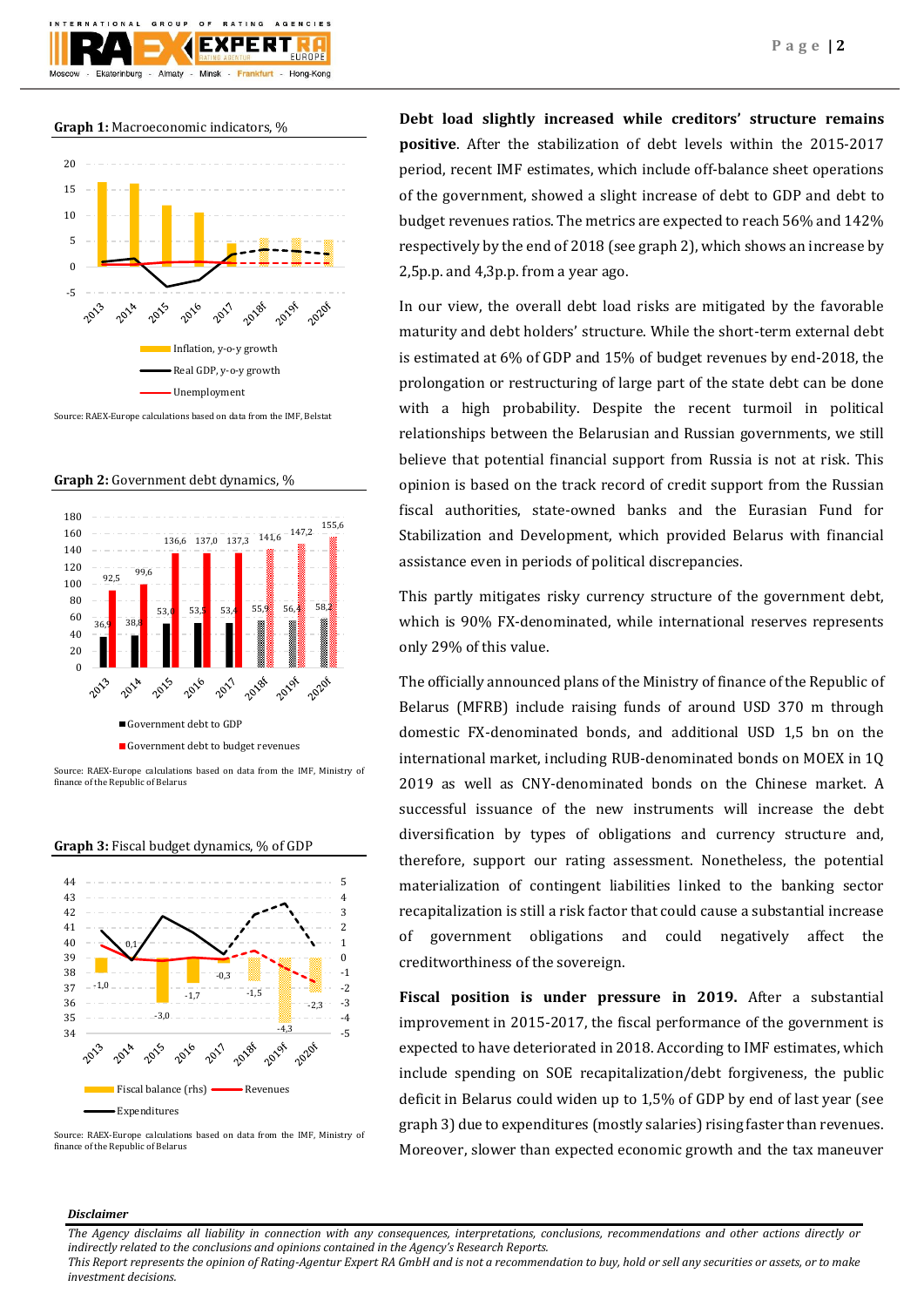**Graph 1:** Macroeconomic indicators, %

Source: RAEX-Europe calculations based on data from the IMF, Belstat

**Graph 2:** Government debt dynamics, %

Source: RAEX-Europe calculations based on data from the IMF, Ministry of finance of the Republic of Belarus

**Graph 3:** Fiscal budget dynamics, % of GDP

Source: RAEX-Europe calculations based on data from the IMF, Ministry of finance of the Republic of Belarus

**Debt load slightly increased while creditors' structure remains positive**. After the stabilization of debt levels within the 2015-2017 period, recent IMF estimates, which include off-balance sheet operations of the government, showed a slight increase of debt to GDP and debt to budget revenues ratios. The metrics are expected to reach 56% and 142% respectively by the end of 2018 (see graph 2), which shows an increase by 2,5p.p. and 4,3p.p. from a year ago.

In our view, the overall debt load risks are mitigated by the favorable maturity and debt holders' structure. While the short-term external debt is estimated at 6% of GDP and 15% of budget revenues by end-2018, the prolongation or restructuring of large part of the state debt can be done with a high probability. Despite the recent turmoil in political relationships between the Belarusian and Russian governments, we still believe that potential financial support from Russia is not at risk. This opinion is based on the track record of credit support from the Russian fiscal authorities, state-owned banks and the Eurasian Fund for Stabilization and Development, which provided Belarus with financial assistance even in periods of political discrepancies.

This partly mitigates risky currency structure of the government debt, which is 90% FX-denominated, while international reserves represents only 29% of this value.

The officially announced plans of the Ministry of finance of the Republic of Belarus (MFRB) include raising funds of around USD 370 m through domestic FX-denominated bonds, and additional USD 1,5 bn on the international market, including RUB-denominated bonds on MOEX in 1Q 2019 as well as CNY-denominated bonds on the Chinese market. A successful issuance of the new instruments will increase the debt diversification by types of obligations and currency structure and, therefore, support our rating assessment. Nonetheless, the potential materialization of contingent liabilities linked to the banking sector recapitalization is still a risk factor that could cause a substantial increase of government obligations and could negatively affect the creditworthiness of the sovereign.

**Fiscal position is under pressure in 2019.** After a substantial improvement in 2015-2017, the fiscal performance of the government is expected to have deteriorated in 2018. According to IMF estimates, which include spending on SOE recapitalization/debt forgiveness, the public deficit in Belarus could widen up to 1,5% of GDP by end of last year (see graph 3) due to expenditures (mostly salaries) rising faster than revenues. Moreover, slower than expected economic growth and the tax maneuver

***Disclaimer***

*The Agency disclaims all liability in connection with any consequences, interpretations, conclusions, recommendations and other actions directly or indirectly related to the conclusions and opinions contained in the Agency's Research Reports.*

*This Report represents the opinion of Rating-Agentur Expert RA GmbH and is not a recommendation to buy, hold or sell any securities or assets, or to make investment decisions.*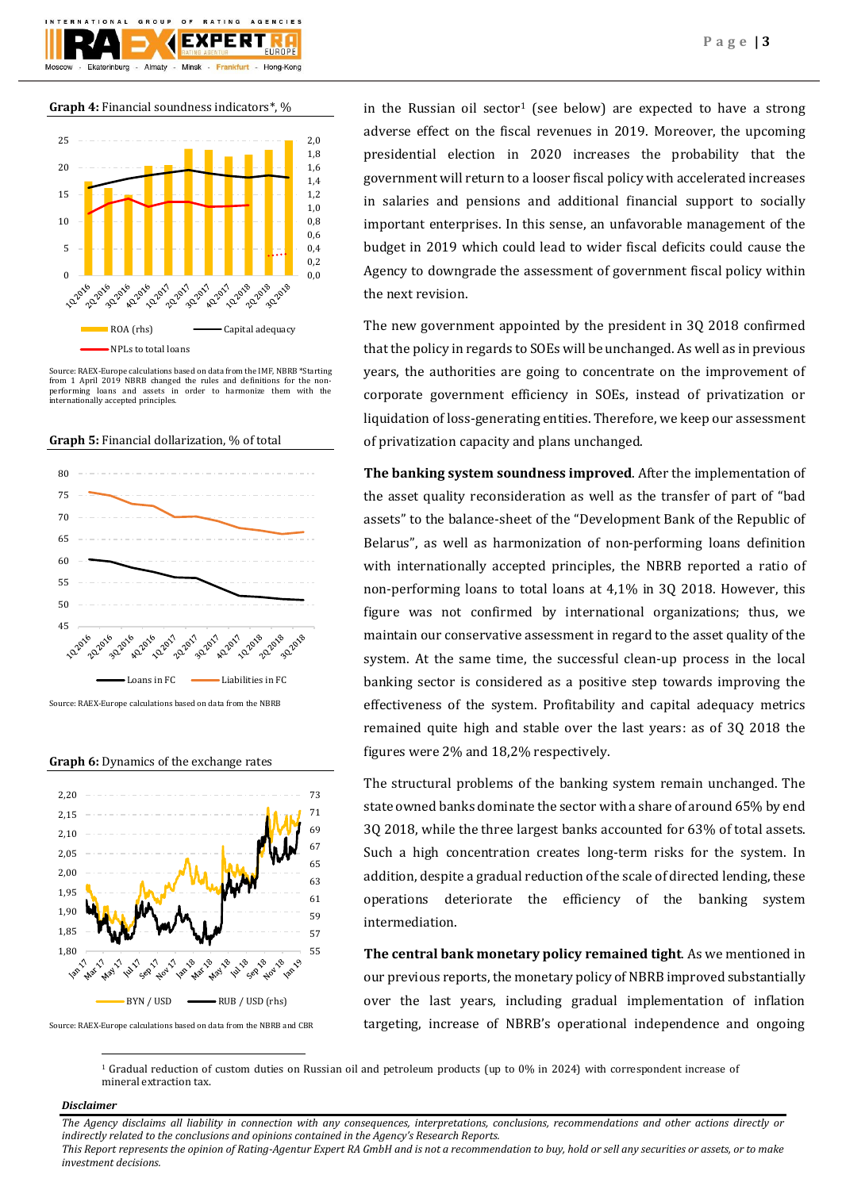**Graph 4:** Financial soundness indicators*, %

ROA (rhs) | Capital adequacy | NPLs to total loans

Source: RAEX-Europe calculations based on data from the IMF, NBRB *Starting from 1 April 2019 NBRB changed the rules and definitions for the non-performing loans and assets in order to harmonize them with the internationally accepted principles.

**Graph 5:** Financial dollarization, % of total

Loans in FC | Liabilities in FC

Source: RAEX-Europe calculations based on data from the NBRB

**Graph 6:** Dynamics of the exchange rates

BYN / USD | RUB / USD (rhs)

Source: RAEX-Europe calculations based on data from the NBRB and CBR

in the Russian oil sector[1] (see below) are expected to have a strong adverse effect on the fiscal revenues in 2019. Moreover, the upcoming presidential election in 2020 increases the probability that the government will return to a looser fiscal policy with accelerated increases in salaries and pensions and additional financial support to socially important enterprises. In this sense, an unfavorable management of the budget in 2019 which could lead to wider fiscal deficits could cause the Agency to downgrade the assessment of government fiscal policy within the next revision.

The new government appointed by the president in 3Q 2018 confirmed that the policy in regards to SOEs will be unchanged. As well as in previous years, the authorities are going to concentrate on the improvement of corporate government efficiency in SOEs, instead of privatization or liquidation of loss-generating entities. Therefore, we keep our assessment of privatization capacity and plans unchanged.

**The banking system soundness improved**. After the implementation of the asset quality reconsideration as well as the transfer of part of "bad assets" to the balance-sheet of the "Development Bank of the Republic of Belarus", as well as harmonization of non-performing loans definition with internationally accepted principles, the NBRB reported a ratio of non-performing loans to total loans at 4,1% in 3Q 2018. However, this figure was not confirmed by international organizations; thus, we maintain our conservative assessment in regard to the asset quality of the system. At the same time, the successful clean-up process in the local banking sector is considered as a positive step towards improving the effectiveness of the system. Profitability and capital adequacy metrics remained quite high and stable over the last years: as of 3Q 2018 the figures were 2% and 18,2% respectively.

The structural problems of the banking system remain unchanged. The state owned banks dominate the sector with a share of around 65% by end 3Q 2018, while the three largest banks accounted for 63% of total assets. Such a high concentration creates long-term risks for the system. In addition, despite a gradual reduction of the scale of directed lending, these operations deteriorate the efficiency of the banking system intermediation.

**The central bank monetary policy remained tight**. As we mentioned in our previous reports, the monetary policy of NBRB improved substantially over the last years, including gradual implementation of inflation targeting, increase of NBRB's operational independence and ongoing

[1] Gradual reduction of custom duties on Russian oil and petroleum products (up to 0% in 2024) with correspondent increase of mineral extraction tax.

***Disclaimer***

*The Agency disclaims all liability in connection with any consequences, interpretations, conclusions, recommendations and other actions directly or indirectly related to the conclusions and opinions contained in the Agency's Research Reports.*
*This Report represents the opinion of Rating-Agentur Expert RA GmbH and is not a recommendation to buy, hold or sell any securities or assets, or to make investment decisions.*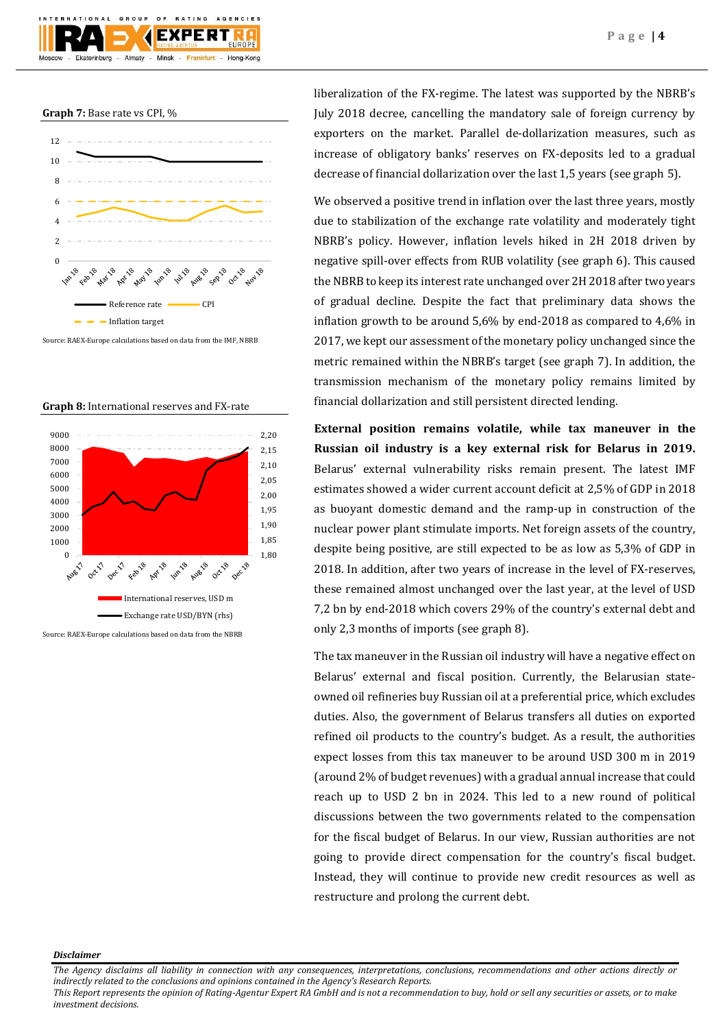**Graph 7:** Base rate vs CPI, %

Source: RAEX-Europe calculations based on data from the IMF, NBRB

**Graph 8:** International reserves and FX-rate

Source: RAEX-Europe calculations based on data from the NBRB

liberalization of the FX-regime. The latest was supported by the NBRB's July 2018 decree, cancelling the mandatory sale of foreign currency by exporters on the market. Parallel de-dollarization measures, such as increase of obligatory banks' reserves on FX-deposits led to a gradual decrease of financial dollarization over the last 1,5 years (see graph 5).

We observed a positive trend in inflation over the last three years, mostly due to stabilization of the exchange rate volatility and moderately tight NBRB's policy. However, inflation levels hiked in 2H 2018 driven by negative spill-over effects from RUB volatility (see graph 6). This caused the NBRB to keep its interest rate unchanged over 2H 2018 after two years of gradual decline. Despite the fact that preliminary data shows the inflation growth to be around 5,6% by end-2018 as compared to 4,6% in 2017, we kept our assessment of the monetary policy unchanged since the metric remained within the NBRB's target (see graph 7). In addition, the transmission mechanism of the monetary policy remains limited by financial dollarization and still persistent directed lending.

**External position remains volatile, while tax maneuver in the Russian oil industry is a key external risk for Belarus in 2019.** Belarus' external vulnerability risks remain present. The latest IMF estimates showed a wider current account deficit at 2,5% of GDP in 2018 as buoyant domestic demand and the ramp-up in construction of the nuclear power plant stimulate imports. Net foreign assets of the country, despite being positive, are still expected to be as low as 5,3% of GDP in 2018. In addition, after two years of increase in the level of FX-reserves, these remained almost unchanged over the last year, at the level of USD 7,2 bn by end-2018 which covers 29% of the country's external debt and only 2,3 months of imports (see graph 8).

The tax maneuver in the Russian oil industry will have a negative effect on Belarus' external and fiscal position. Currently, the Belarusian state-owned oil refineries buy Russian oil at a preferential price, which excludes duties. Also, the government of Belarus transfers all duties on exported refined oil products to the country's budget. As a result, the authorities expect losses from this tax maneuver to be around USD 300 m in 2019 (around 2% of budget revenues) with a gradual annual increase that could reach up to USD 2 bn in 2024. This led to a new round of political discussions between the two governments related to the compensation for the fiscal budget of Belarus. In our view, Russian authorities are not going to provide direct compensation for the country's fiscal budget. Instead, they will continue to provide new credit resources as well as restructure and prolong the current debt.

***Disclaimer***

*The Agency disclaims all liability in connection with any consequences, interpretations, conclusions, recommendations and other actions directly or indirectly related to the conclusions and opinions contained in the Agency's Research Reports.*
*This Report represents the opinion of Rating-Agentur Expert RA GmbH and is not a recommendation to buy, hold or sell any securities or assets, or to make investment decisions.*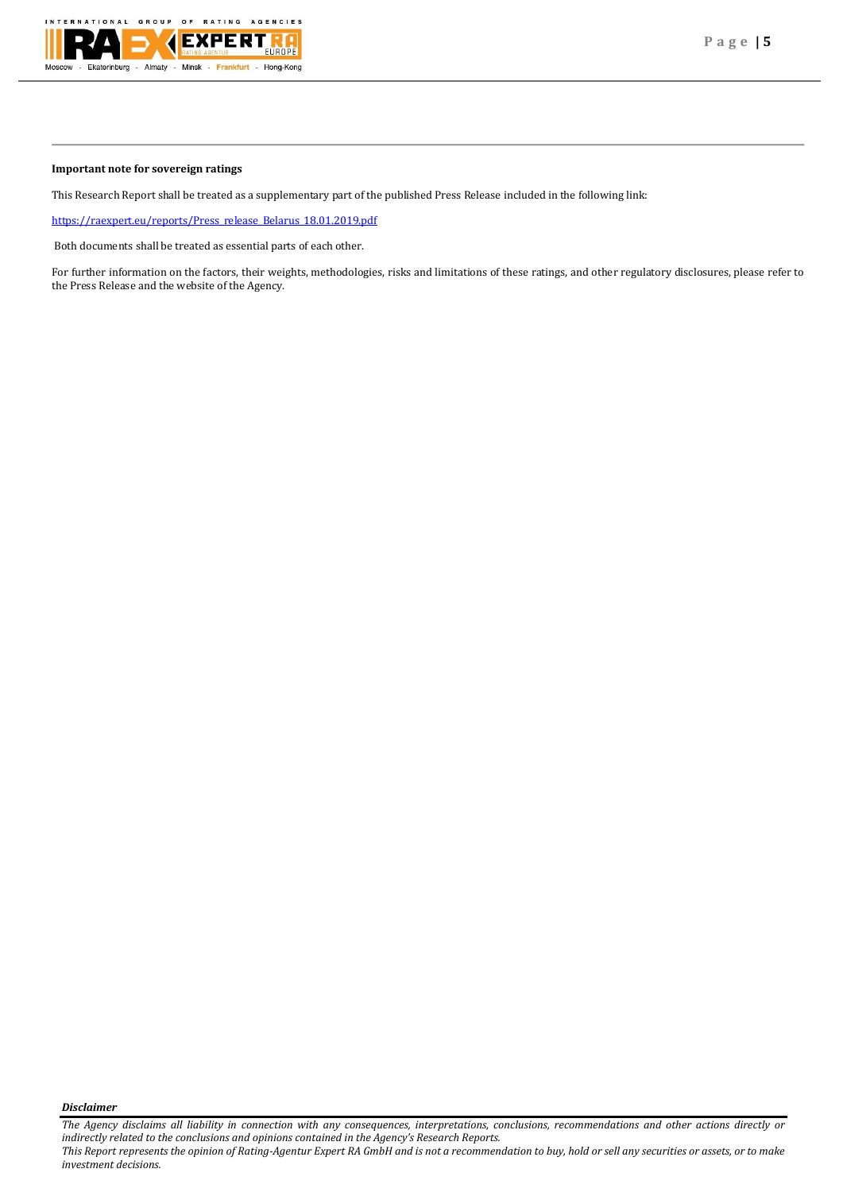**Important note for sovereign ratings**

This Research Report shall be treated as a supplementary part of the published Press Release included in the following link:

https://raexpert.eu/reports/Press_release_Belarus_18.01.2019.pdf

Both documents shall be treated as essential parts of each other.

For further information on the factors, their weights, methodologies, risks and limitations of these ratings, and other regulatory disclosures, please refer to the Press Release and the website of the Agency.

***Disclaimer***

*The Agency disclaims all liability in connection with any consequences, interpretations, conclusions, recommendations and other actions directly or indirectly related to the conclusions and opinions contained in the Agency's Research Reports.*

*This Report represents the opinion of Rating-Agentur Expert RA GmbH and is not a recommendation to buy, hold or sell any securities or assets, or to make investment decisions.*